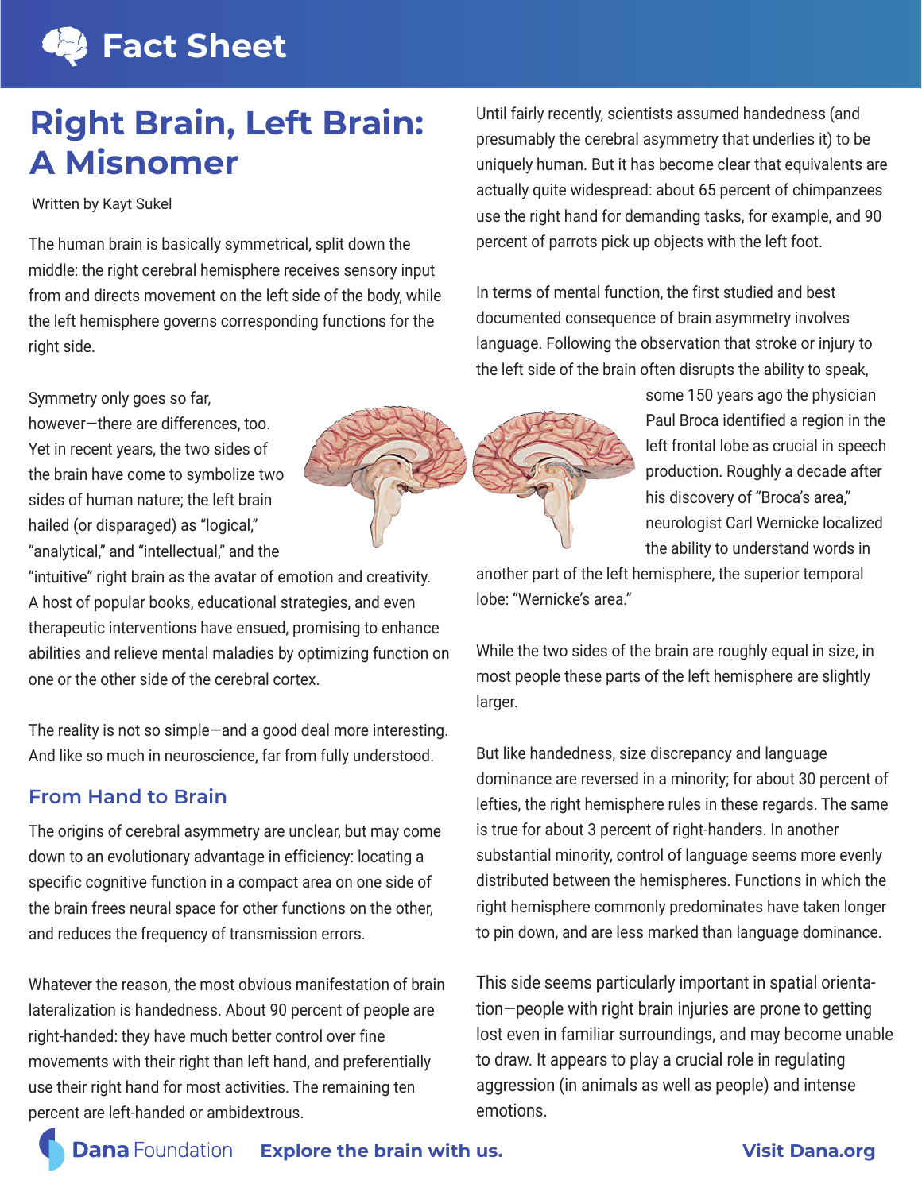Fact Sheet

# Right Brain, Left Brain: A Misnomer

Written by Kayt Sukel

The human brain is basically symmetrical, split down the middle: the right cerebral hemisphere receives sensory input from and directs movement on the left side of the body, while the left hemisphere governs corresponding functions for the right side.

Symmetry only goes so far, however—there are differences, too. Yet in recent years, the two sides of the brain have come to symbolize two sides of human nature; the left brain hailed (or disparaged) as "logical," "analytical," and "intellectual," and the "intuitive" right brain as the avatar of emotion and creativity. A host of popular books, educational strategies, and even therapeutic interventions have ensued, promising to enhance abilities and relieve mental maladies by optimizing function on one or the other side of the cerebral cortex.

The reality is not so simple—and a good deal more interesting. And like so much in neuroscience, far from fully understood.

## From Hand to Brain

The origins of cerebral asymmetry are unclear, but may come down to an evolutionary advantage in efficiency: locating a specific cognitive function in a compact area on one side of the brain frees neural space for other functions on the other, and reduces the frequency of transmission errors.

Whatever the reason, the most obvious manifestation of brain lateralization is handedness. About 90 percent of people are right-handed: they have much better control over fine movements with their right than left hand, and preferentially use their right hand for most activities. The remaining ten percent are left-handed or ambidextrous.

Until fairly recently, scientists assumed handedness (and presumably the cerebral asymmetry that underlies it) to be uniquely human. But it has become clear that equivalents are actually quite widespread: about 65 percent of chimpanzees use the right hand for demanding tasks, for example, and 90 percent of parrots pick up objects with the left foot.

In terms of mental function, the first studied and best documented consequence of brain asymmetry involves language. Following the observation that stroke or injury to the left side of the brain often disrupts the ability to speak, some 150 years ago the physician Paul Broca identified a region in the left frontal lobe as crucial in speech production. Roughly a decade after his discovery of "Broca's area," neurologist Carl Wernicke localized the ability to understand words in another part of the left hemisphere, the superior temporal lobe: "Wernicke's area."

While the two sides of the brain are roughly equal in size, in most people these parts of the left hemisphere are slightly larger.

But like handedness, size discrepancy and language dominance are reversed in a minority; for about 30 percent of lefties, the right hemisphere rules in these regards. The same is true for about 3 percent of right-handers. In another substantial minority, control of language seems more evenly distributed between the hemispheres. Functions in which the right hemisphere commonly predominates have taken longer to pin down, and are less marked than language dominance.

This side seems particularly important in spatial orientation—people with right brain injuries are prone to getting lost even in familiar surroundings, and may become unable to draw. It appears to play a crucial role in regulating aggression (in animals as well as people) and intense emotions.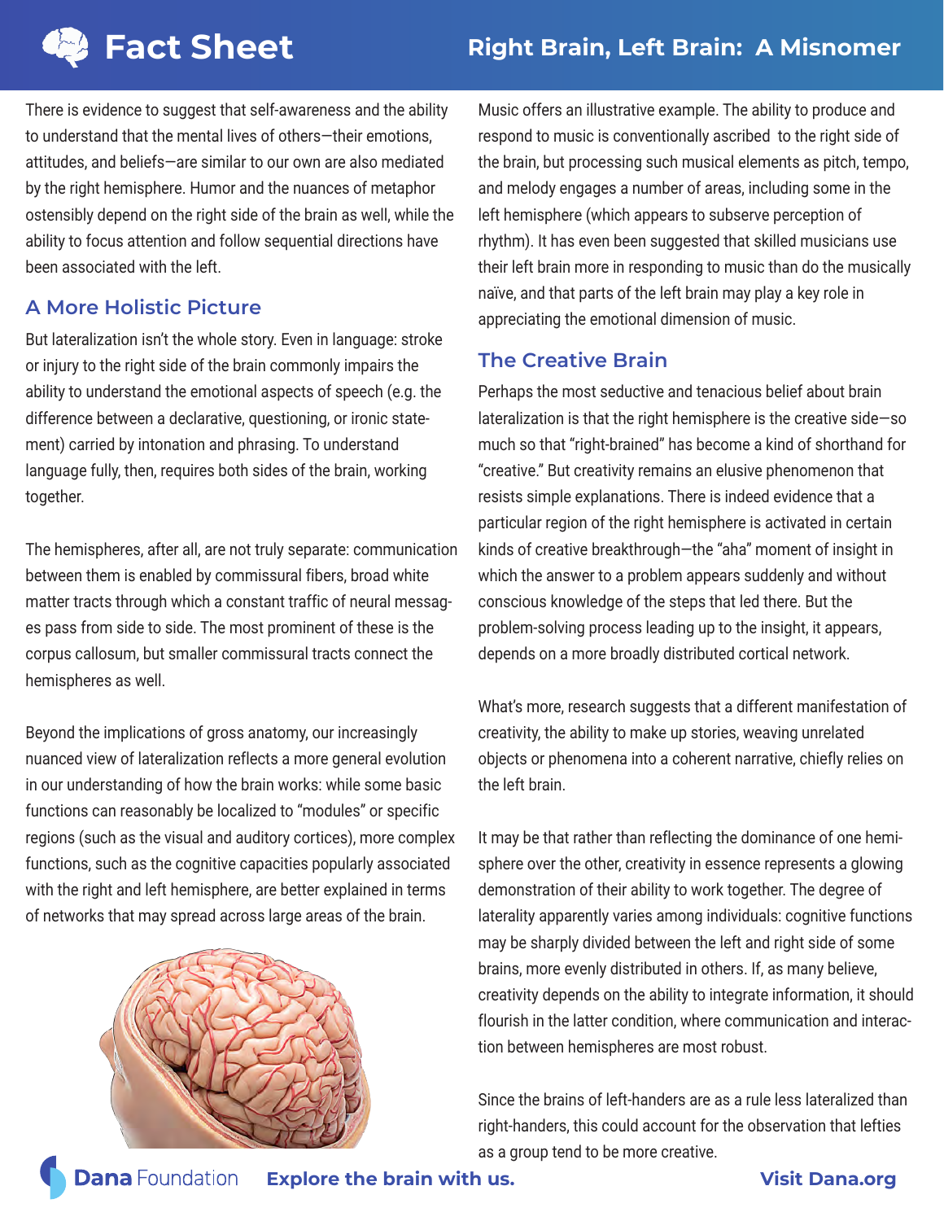There is evidence to suggest that self-awareness and the ability to understand that the mental lives of others—their emotions, attitudes, and beliefs—are similar to our own are also mediated by the right hemisphere. Humor and the nuances of metaphor ostensibly depend on the right side of the brain as well, while the ability to focus attention and follow sequential directions have been associated with the left.

## A More Holistic Picture

But lateralization isn't the whole story. Even in language: stroke or injury to the right side of the brain commonly impairs the ability to understand the emotional aspects of speech (e.g. the difference between a declarative, questioning, or ironic statement) carried by intonation and phrasing. To understand language fully, then, requires both sides of the brain, working together.

The hemispheres, after all, are not truly separate: communication between them is enabled by commissural fibers, broad white matter tracts through which a constant traffic of neural messages pass from side to side. The most prominent of these is the corpus callosum, but smaller commissural tracts connect the hemispheres as well.

Beyond the implications of gross anatomy, our increasingly nuanced view of lateralization reflects a more general evolution in our understanding of how the brain works: while some basic functions can reasonably be localized to "modules" or specific regions (such as the visual and auditory cortices), more complex functions, such as the cognitive capacities popularly associated with the right and left hemisphere, are better explained in terms of networks that may spread across large areas of the brain.

Music offers an illustrative example. The ability to produce and respond to music is conventionally ascribed to the right side of the brain, but processing such musical elements as pitch, tempo, and melody engages a number of areas, including some in the left hemisphere (which appears to subserve perception of rhythm). It has even been suggested that skilled musicians use their left brain more in responding to music than do the musically naïve, and that parts of the left brain may play a key role in appreciating the emotional dimension of music.

## The Creative Brain

Perhaps the most seductive and tenacious belief about brain lateralization is that the right hemisphere is the creative side—so much so that "right-brained" has become a kind of shorthand for "creative." But creativity remains an elusive phenomenon that resists simple explanations. There is indeed evidence that a particular region of the right hemisphere is activated in certain kinds of creative breakthrough—the "aha" moment of insight in which the answer to a problem appears suddenly and without conscious knowledge of the steps that led there. But the problem-solving process leading up to the insight, it appears, depends on a more broadly distributed cortical network.

What's more, research suggests that a different manifestation of creativity, the ability to make up stories, weaving unrelated objects or phenomena into a coherent narrative, chiefly relies on the left brain.

It may be that rather than reflecting the dominance of one hemisphere over the other, creativity in essence represents a glowing demonstration of their ability to work together. The degree of laterality apparently varies among individuals: cognitive functions may be sharply divided between the left and right side of some brains, more evenly distributed in others. If, as many believe, creativity depends on the ability to integrate information, it should flourish in the latter condition, where communication and interaction between hemispheres are most robust.

Since the brains of left-handers are as a rule less lateralized than right-handers, this could account for the observation that lefties as a group tend to be more creative.